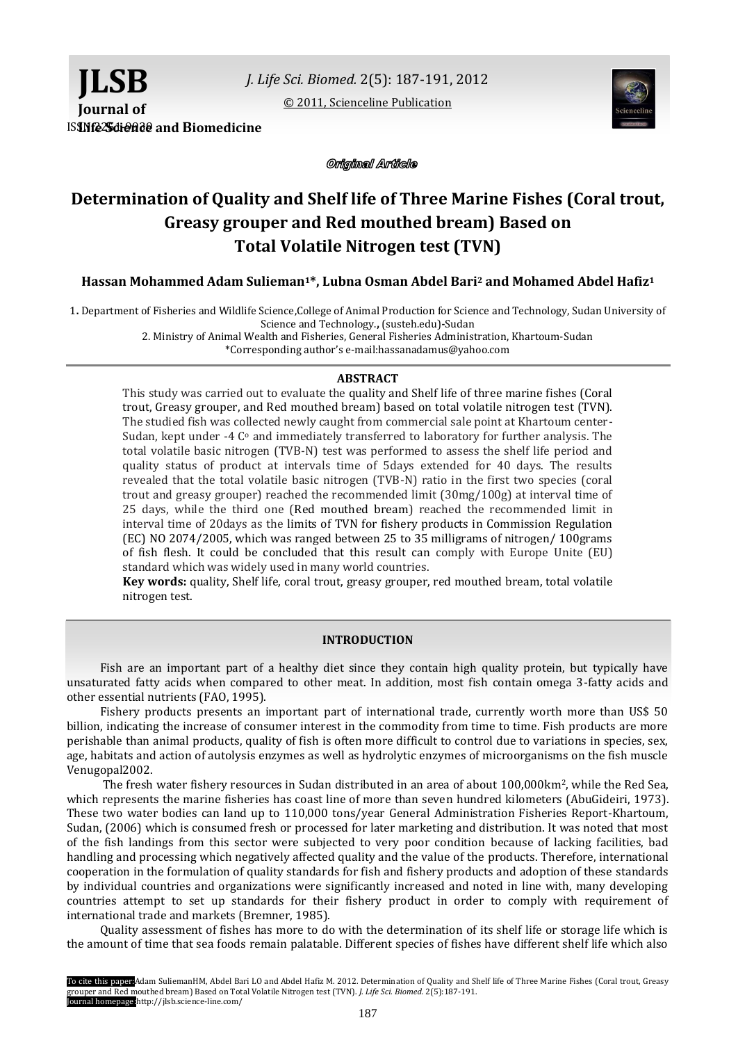Original Article

# Determination of Quality and Shelf life of Three Marine Fishes (Coral trout, Greasy grouper and Red mouthed bream) Based on Total Volatile Nitrogen test (TVN)

**Hassan Mohammed Adam Sulieman[1]*, Lubna Osman Abdel Bari[2] and Mohamed Abdel Hafiz[1]**

1. Department of Fisheries and Wildlife Science, College of Animal Production for Science and Technology, Sudan University of Science and Technology., (susteh.edu)-Sudan
2. Ministry of Animal Wealth and Fisheries, General Fisheries Administration, Khartoum-Sudan

*Corresponding author's e-mail:hassanadamus@yahoo.com

**ABSTRACT**

This study was carried out to evaluate the quality and Shelf life of three marine fishes (Coral trout, Greasy grouper, and Red mouthed bream) based on total volatile nitrogen test (TVN). The studied fish was collected newly caught from commercial sale point at Khartoum center-Sudan, kept under -4 C° and immediately transferred to laboratory for further analysis. The total volatile basic nitrogen (TVB-N) test was performed to assess the shelf life period and quality status of product at intervals time of 5days extended for 40 days. The results revealed that the total volatile basic nitrogen (TVB-N) ratio in the first two species (coral trout and greasy grouper) reached the recommended limit (30mg/100g) at interval time of 25 days, while the third one (Red mouthed bream) reached the recommended limit in interval time of 20days as the limits of TVN for fishery products in Commission Regulation (EC) NO 2074/2005, which was ranged between 25 to 35 milligrams of nitrogen/ 100grams of fish flesh. It could be concluded that this result can comply with Europe Unite (EU) standard which was widely used in many world countries.

**Key words:** quality, Shelf life, coral trout, greasy grouper, red mouthed bream, total volatile nitrogen test.

## INTRODUCTION

Fish are an important part of a healthy diet since they contain high quality protein, but typically have unsaturated fatty acids when compared to other meat. In addition, most fish contain omega 3-fatty acids and other essential nutrients (FAO, 1995).

Fishery products presents an important part of international trade, currently worth more than US$ 50 billion, indicating the increase of consumer interest in the commodity from time to time. Fish products are more perishable than animal products, quality of fish is often more difficult to control due to variations in species, sex, age, habitats and action of autolysis enzymes as well as hydrolytic enzymes of microorganisms on the fish muscle Venugopal2002.

The fresh water fishery resources in Sudan distributed in an area of about 100,000km$^2$, while the Red Sea, which represents the marine fisheries has coast line of more than seven hundred kilometers (AbuGideiri, 1973). These two water bodies can land up to 110,000 tons/year General Administration Fisheries Report-Khartoum, Sudan, (2006) which is consumed fresh or processed for later marketing and distribution. It was noted that most of the fish landings from this sector were subjected to very poor condition because of lacking facilities, bad handling and processing which negatively affected quality and the value of the products. Therefore, international cooperation in the formulation of quality standards for fish and fishery products and adoption of these standards by individual countries and organizations were significantly increased and noted in line with, many developing countries attempt to set up standards for their fishery product in order to comply with requirement of international trade and markets (Bremner, 1985).

Quality assessment of fishes has more to do with the determination of its shelf life or storage life which is the amount of time that sea foods remain palatable. Different species of fishes have different shelf life which also

To cite this paper: Adam SuliemanHM, Abdel Bari LO and Abdel Hafiz M. 2012. Determination of Quality and Shelf life of Three Marine Fishes (Coral trout, Greasy grouper and Red mouthed bream) Based on Total Volatile Nitrogen test (TVN). *J. Life Sci. Biomed.* 2(5):187-191.
Journal homepage: http://jlsb.science-line.com/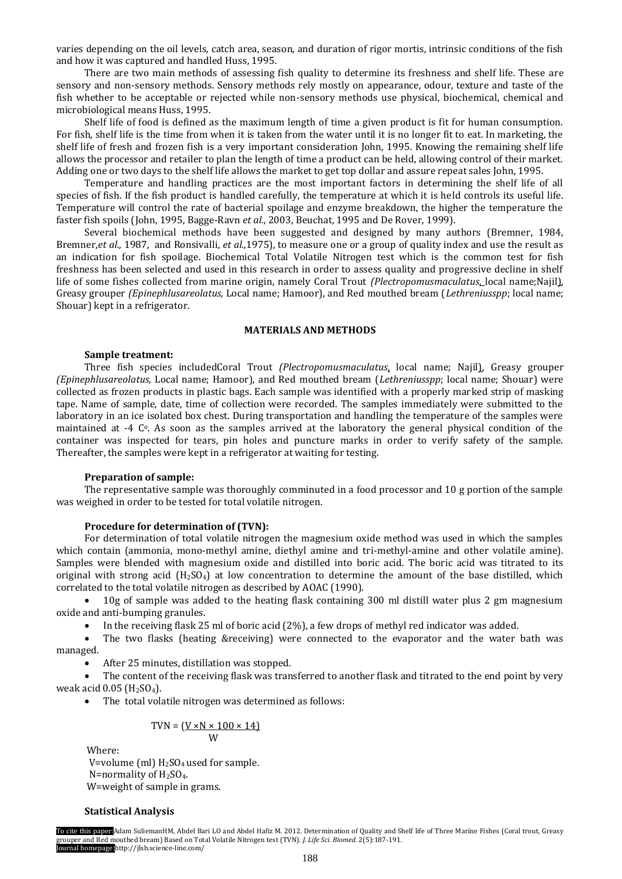varies depending on the oil levels, catch area, season, and duration of rigor mortis, intrinsic conditions of the fish and how it was captured and handled Huss, 1995.

There are two main methods of assessing fish quality to determine its freshness and shelf life. These are sensory and non-sensory methods. Sensory methods rely mostly on appearance, odour, texture and taste of the fish whether to be acceptable or rejected while non-sensory methods use physical, biochemical, chemical and microbiological means Huss, 1995.

Shelf life of food is defined as the maximum length of time a given product is fit for human consumption. For fish, shelf life is the time from when it is taken from the water until it is no longer fit to eat. In marketing, the shelf life of fresh and frozen fish is a very important consideration John, 1995. Knowing the remaining shelf life allows the processor and retailer to plan the length of time a product can be held, allowing control of their market. Adding one or two days to the shelf life allows the market to get top dollar and assure repeat sales John, 1995.

Temperature and handling practices are the most important factors in determining the shelf life of all species of fish. If the fish product is handled carefully, the temperature at which it is held controls its useful life. Temperature will control the rate of bacterial spoilage and enzyme breakdown, the higher the temperature the faster fish spoils (John, 1995, Bagge-Ravn *et al*., 2003, Beuchat, 1995 and De Rover, 1999).

Several biochemical methods have been suggested and designed by many authors (Bremner, 1984, Bremner,*et al.,* 1987, and Ronsivalli, *et al.,*1975), to measure one or a group of quality index and use the result as an indication for fish spoilage. Biochemical Total Volatile Nitrogen test which is the common test for fish freshness has been selected and used in this research in order to assess quality and progressive decline in shelf life of some fishes collected from marine origin, namely Coral Trout *(Plectropomusmaculatus*, local name;Najil), Greasy grouper *(Epinephlusareolatus,* Local name; Hamoor), and Red mouthed bream (*Lethreniusspp*; local name; Shouar) kept in a refrigerator.

## MATERIALS AND METHODS

### Sample treatment:

Three fish species includedCoral Trout *(Plectropomusmaculatus*, local name; Najil), Greasy grouper *(Epinephlusareolatus,* Local name; Hamoor), and Red mouthed bream (*Lethreniusspp*; local name; Shouar) were collected as frozen products in plastic bags. Each sample was identified with a properly marked strip of masking tape. Name of sample, date, time of collection were recorded. The samples immediately were submitted to the laboratory in an ice isolated box chest. During transportation and handling the temperature of the samples were maintained at -4 C$^{o}$. As soon as the samples arrived at the laboratory the general physical condition of the container was inspected for tears, pin holes and puncture marks in order to verify safety of the sample. Thereafter, the samples were kept in a refrigerator at waiting for testing.

### Preparation of sample:

The representative sample was thoroughly comminuted in a food processor and 10 g portion of the sample was weighed in order to be tested for total volatile nitrogen.

### Procedure for determination of (TVN):

For determination of total volatile nitrogen the magnesium oxide method was used in which the samples which contain (ammonia, mono-methyl amine, diethyl amine and tri-methyl-amine and other volatile amine). Samples were blended with magnesium oxide and distilled into boric acid. The boric acid was titrated to its original with strong acid ($H_2SO_4$) at low concentration to determine the amount of the base distilled, which correlated to the total volatile nitrogen as described by AOAC (1990).

- 10g of sample was added to the heating flask containing 300 ml distill water plus 2 gm magnesium oxide and anti-bumping granules.
- In the receiving flask 25 ml of boric acid (2%), a few drops of methyl red indicator was added.
- The two flasks (heating &receiving) were connected to the evaporator and the water bath was managed.
- After 25 minutes, distillation was stopped.
- The content of the receiving flask was transferred to another flask and titrated to the end point by very weak acid 0.05 ($H_2SO_4$).
- The total volatile nitrogen was determined as follows:

$$TVN = \frac{V \times N \times 100 \times 14}{W}$$

Where:

V=volume (ml) $H_2SO_4$ used for sample.

N=normality of $H_2SO_4$.

W=weight of sample in grams.

### Statistical Analysis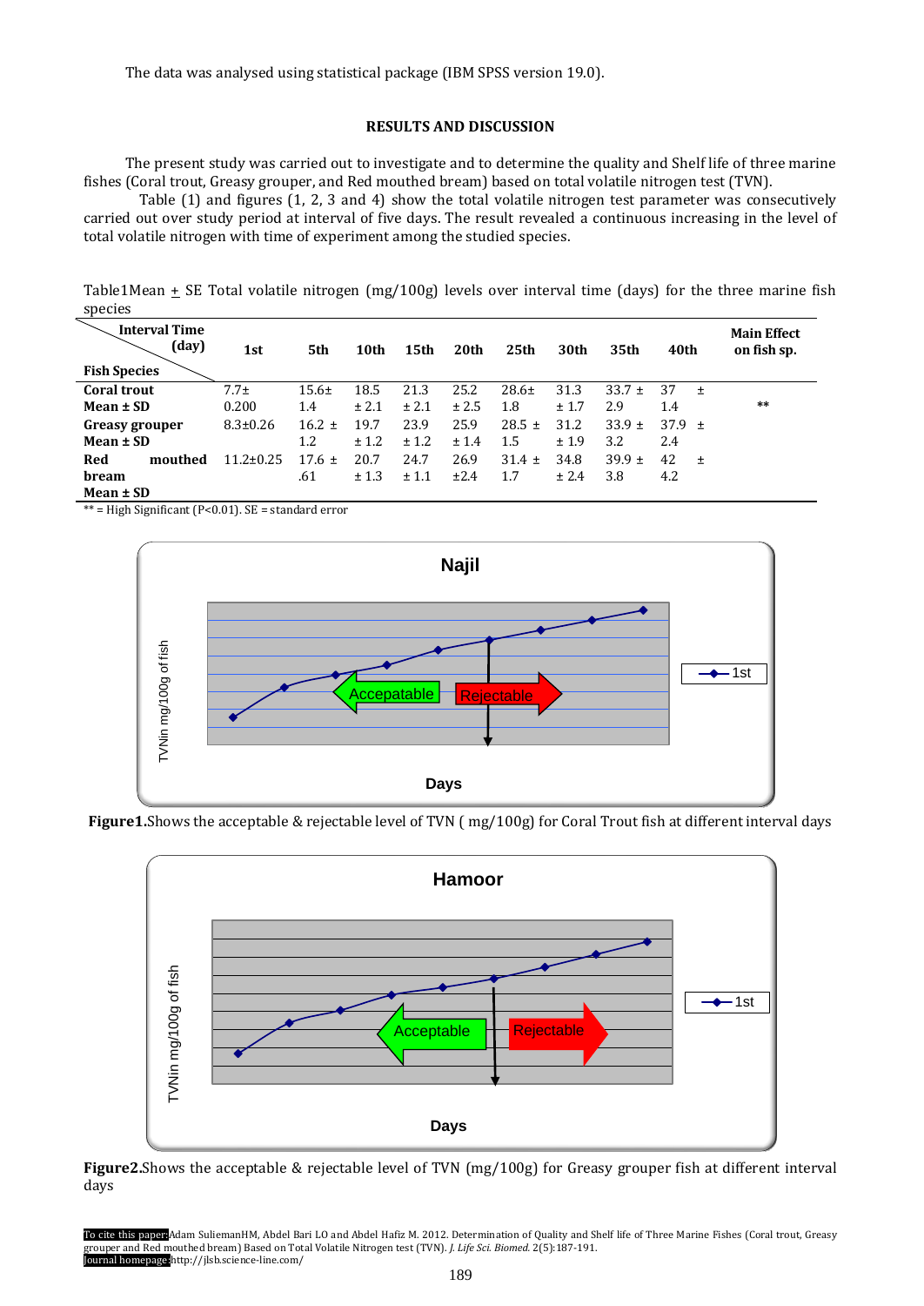The data was analysed using statistical package (IBM SPSS version 19.0).

## RESULTS AND DISCUSSION

The present study was carried out to investigate and to determine the quality and Shelf life of three marine fishes (Coral trout, Greasy grouper, and Red mouthed bream) based on total volatile nitrogen test (TVN).

Table (1) and figures (1, 2, 3 and 4) show the total volatile nitrogen test parameter was consecutively carried out over study period at interval of five days. The result revealed a continuous increasing in the level of total volatile nitrogen with time of experiment among the studied species.

Table1Mean ± SE Total volatile nitrogen (mg/100g) levels over interval time (days) for the three marine fish species

| Interval Time (day) / Fish Species | 1st | 5th | 10th | 15th | 20th | 25th | 30th | 35th | 40th | Main Effect on fish sp. |
|---|---|---|---|---|---|---|---|---|---|---|
| **Coral trout Mean ± SD** | 7.7± 0.200 | 15.6± 1.4 | 18.5 ± 2.1 | 21.3 ± 2.1 | 25.2 ± 2.5 | 28.6± 1.8 | 31.3 ± 1.7 | 33.7 ± 2.9 | 37 ± 1.4 | ** |
| **Greasy grouper Mean ± SD** | 8.3±0.26 | 16.2 ± 1.2 | 19.7 ± 1.2 | 23.9 ± 1.2 | 25.9 ± 1.4 | 28.5 ± 1.5 | 31.2 ± 1.9 | 33.9 ± 3.2 | 37.9 ± 2.4 | |
| **Red mouthed bream Mean ± SD** | 11.2±0.25 | 17.6 ± .61 | 20.7 ± 1.3 | 24.7 ± 1.1 | 26.9 ±2.4 | 31.4 ± 1.7 | 34.8 ± 2.4 | 39.9 ± 3.8 | 42 ± 4.2 | |

** = High Significant (P<0.01). SE = standard error

**Figure1.**Shows the acceptable & rejectable level of TVN ( mg/100g) for Coral Trout fish at different interval days

**Figure2.**Shows the acceptable & rejectable level of TVN (mg/100g) for Greasy grouper fish at different interval days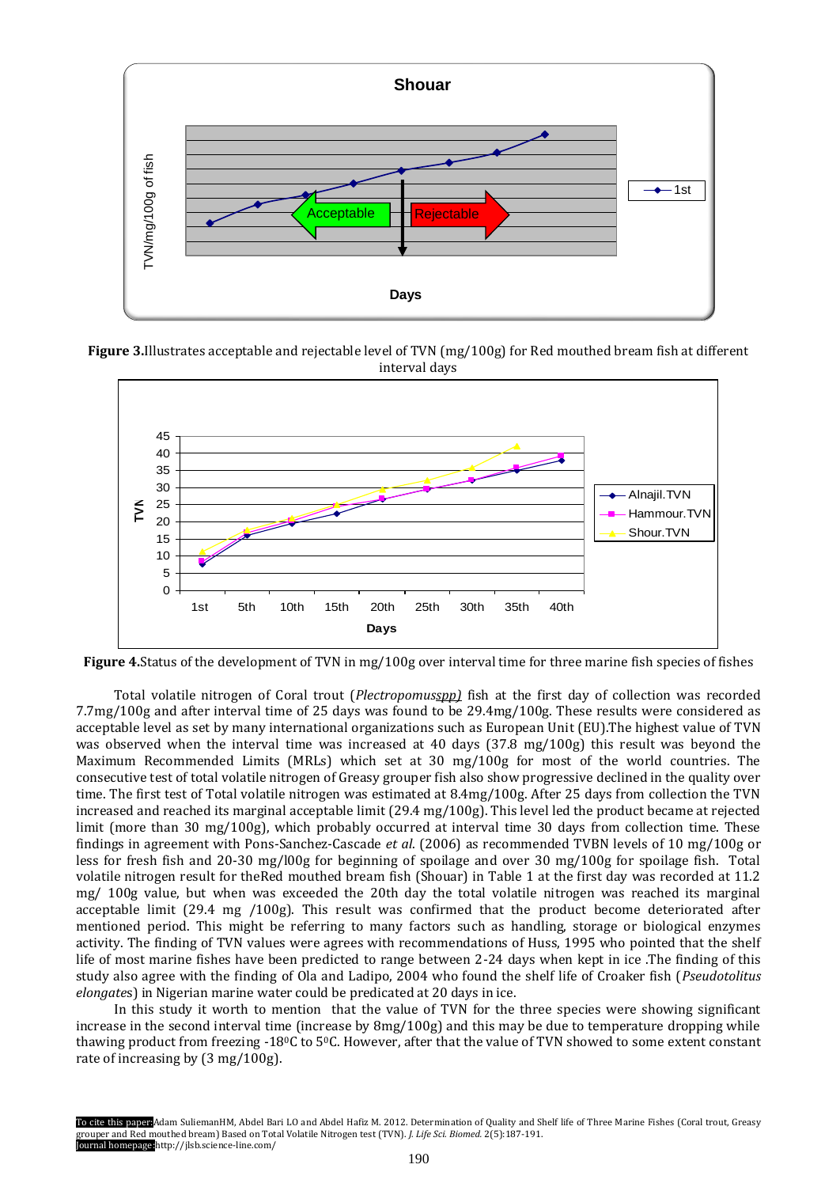**Figure 3.** Illustrates acceptable and rejectable level of TVN (mg/100g) for Red mouthed bream fish at different interval days

**Figure 4.** Status of the development of TVN in mg/100g over interval time for three marine fish species of fishes

Total volatile nitrogen of Coral trout (*Plectropomusspp)* fish at the first day of collection was recorded 7.7mg/100g and after interval time of 25 days was found to be 29.4mg/100g. These results were considered as acceptable level as set by many international organizations such as European Unit (EU).The highest value of TVN was observed when the interval time was increased at 40 days (37.8 mg/100g) this result was beyond the Maximum Recommended Limits (MRLs) which set at 30 mg/100g for most of the world countries. The consecutive test of total volatile nitrogen of Greasy grouper fish also show progressive declined in the quality over time. The first test of Total volatile nitrogen was estimated at 8.4mg/100g. After 25 days from collection the TVN increased and reached its marginal acceptable limit (29.4 mg/100g). This level led the product became at rejected limit (more than 30 mg/100g), which probably occurred at interval time 30 days from collection time. These findings in agreement with Pons-Sanchez-Cascade *et al*. (2006) as recommended TVBN levels of 10 mg/100g or less for fresh fish and 20-30 mg/l00g for beginning of spoilage and over 30 mg/100g for spoilage fish. Total volatile nitrogen result for theRed mouthed bream fish (Shouar) in Table 1 at the first day was recorded at 11.2 mg/ 100g value, but when was exceeded the 20th day the total volatile nitrogen was reached its marginal acceptable limit (29.4 mg /100g). This result was confirmed that the product become deteriorated after mentioned period. This might be referring to many factors such as handling, storage or biological enzymes activity. The finding of TVN values were agrees with recommendations of Huss, 1995 who pointed that the shelf life of most marine fishes have been predicted to range between 2-24 days when kept in ice .The finding of this study also agree with the finding of Ola and Ladipo, 2004 who found the shelf life of Croaker fish (*Pseudotolitus elongates*) in Nigerian marine water could be predicated at 20 days in ice.

In this study it worth to mention that the value of TVN for the three species were showing significant increase in the second interval time (increase by 8mg/100g) and this may be due to temperature dropping while thawing product from freezing -18$^0$C to 5$^0$C. However, after that the value of TVN showed to some extent constant rate of increasing by (3 mg/100g).

To cite this paper: Adam SuliemanHM, Abdel Bari LO and Abdel Hafiz M. 2012. Determination of Quality and Shelf life of Three Marine Fishes (Coral trout, Greasy grouper and Red mouthed bream) Based on Total Volatile Nitrogen test (TVN). *J. Life Sci. Biomed.* 2(5):187-191.
Journal homepage: http://jlsb.science-line.com/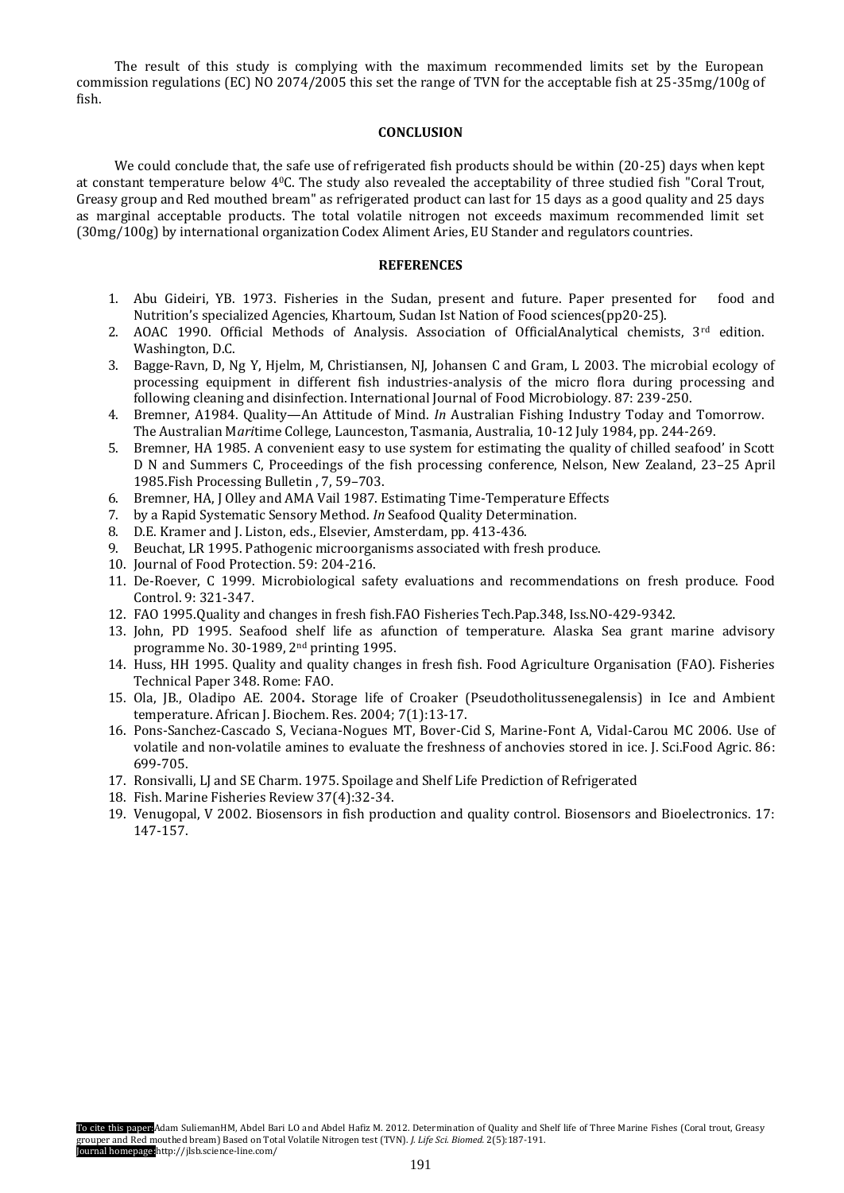The result of this study is complying with the maximum recommended limits set by the European commission regulations (EC) NO 2074/2005 this set the range of TVN for the acceptable fish at 25-35mg/100g of fish.

## CONCLUSION

We could conclude that, the safe use of refrigerated fish products should be within (20-25) days when kept at constant temperature below $4^0$C. The study also revealed the acceptability of three studied fish "Coral Trout, Greasy group and Red mouthed bream" as refrigerated product can last for 15 days as a good quality and 25 days as marginal acceptable products. The total volatile nitrogen not exceeds maximum recommended limit set (30mg/100g) by international organization Codex Aliment Aries, EU Stander and regulators countries.

## REFERENCES

1. Abu Gideiri, YB. 1973. Fisheries in the Sudan, present and future. Paper presented for food and Nutrition's specialized Agencies, Khartoum, Sudan Ist Nation of Food sciences(pp20-25).
2. AOAC 1990. Official Methods of Analysis. Association of OfficialAnalytical chemists, 3rd edition. Washington, D.C.
3. Bagge-Ravn, D, Ng Y, Hjelm, M, Christiansen, NJ, Johansen C and Gram, L 2003. The microbial ecology of processing equipment in different fish industries-analysis of the micro flora during processing and following cleaning and disinfection. International Journal of Food Microbiology. 87: 239-250.
4. Bremner, A1984. Quality—An Attitude of Mind. *In* Australian Fishing Industry Today and Tomorrow. The Australian M*ari*time College, Launceston, Tasmania, Australia, 10-12 July 1984, pp. 244-269.
5. Bremner, HA 1985. A convenient easy to use system for estimating the quality of chilled seafood' in Scott D N and Summers C, Proceedings of the fish processing conference, Nelson, New Zealand, 23–25 April 1985.Fish Processing Bulletin , 7, 59–703.
6. Bremner, HA, J Olley and AMA Vail 1987. Estimating Time-Temperature Effects
7. by a Rapid Systematic Sensory Method. *In* Seafood Quality Determination.
8. D.E. Kramer and J. Liston, eds., Elsevier, Amsterdam, pp. 413-436.
9. Beuchat, LR 1995. Pathogenic microorganisms associated with fresh produce.
10. Journal of Food Protection. 59: 204-216.
11. De-Roever, C 1999. Microbiological safety evaluations and recommendations on fresh produce. Food Control. 9: 321-347.
12. FAO 1995.Quality and changes in fresh fish.FAO Fisheries Tech.Pap.348, Iss.NO-429-9342.
13. John, PD 1995. Seafood shelf life as afunction of temperature. Alaska Sea grant marine advisory programme No. 30-1989, 2nd printing 1995.
14. Huss, HH 1995. Quality and quality changes in fresh fish. Food Agriculture Organisation (FAO). Fisheries Technical Paper 348. Rome: FAO.
15. Ola, JB., Oladipo AE. 2004**.** Storage life of Croaker (Pseudotholitussenegalensis) in Ice and Ambient temperature. African J. Biochem. Res. 2004; 7(1):13-17.
16. Pons-Sanchez-Cascado S, Veciana-Nogues MT, Bover-Cid S, Marine-Font A, Vidal-Carou MC 2006. Use of volatile and non-volatile amines to evaluate the freshness of anchovies stored in ice. J. Sci.Food Agric. 86: 699-705.
17. Ronsivalli, LJ and SE Charm. 1975. Spoilage and Shelf Life Prediction of Refrigerated
18. Fish. Marine Fisheries Review 37(4):32-34.
19. Venugopal, V 2002. Biosensors in fish production and quality control. Biosensors and Bioelectronics. 17: 147-157.

To cite this paper: Adam SuliemanHM, Abdel Bari LO and Abdel Hafiz M. 2012. Determination of Quality and Shelf life of Three Marine Fishes (Coral trout, Greasy grouper and Red mouthed bream) Based on Total Volatile Nitrogen test (TVN). *J. Life Sci. Biomed.* 2(5):187-191.
Journal homepage: http://jlsb.science-line.com/